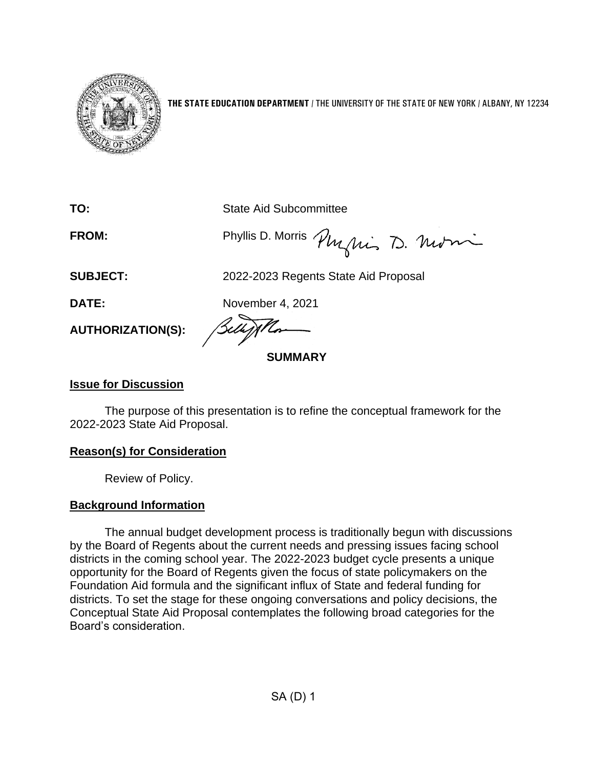**THE STATE EDUCATION DEPARTMENT** / THE UNIVERSITY OF THE STATE OF NEW YORK / ALBANY, NY 12234

**TO:** State Aid Subcommittee

**FROM:** Phyllis D. Morris

**SUBJECT:** 2022-2023 Regents State Aid Proposal

**DATE:** November 4, 2021

**AUTHORIZATION(S):**

## SUMMARY

### Issue for Discussion

The purpose of this presentation is to refine the conceptual framework for the 2022-2023 State Aid Proposal.

### Reason(s) for Consideration

Review of Policy.

### Background Information

The annual budget development process is traditionally begun with discussions by the Board of Regents about the current needs and pressing issues facing school districts in the coming school year. The 2022-2023 budget cycle presents a unique opportunity for the Board of Regents given the focus of state policymakers on the Foundation Aid formula and the significant influx of State and federal funding for districts. To set the stage for these ongoing conversations and policy decisions, the Conceptual State Aid Proposal contemplates the following broad categories for the Board's consideration.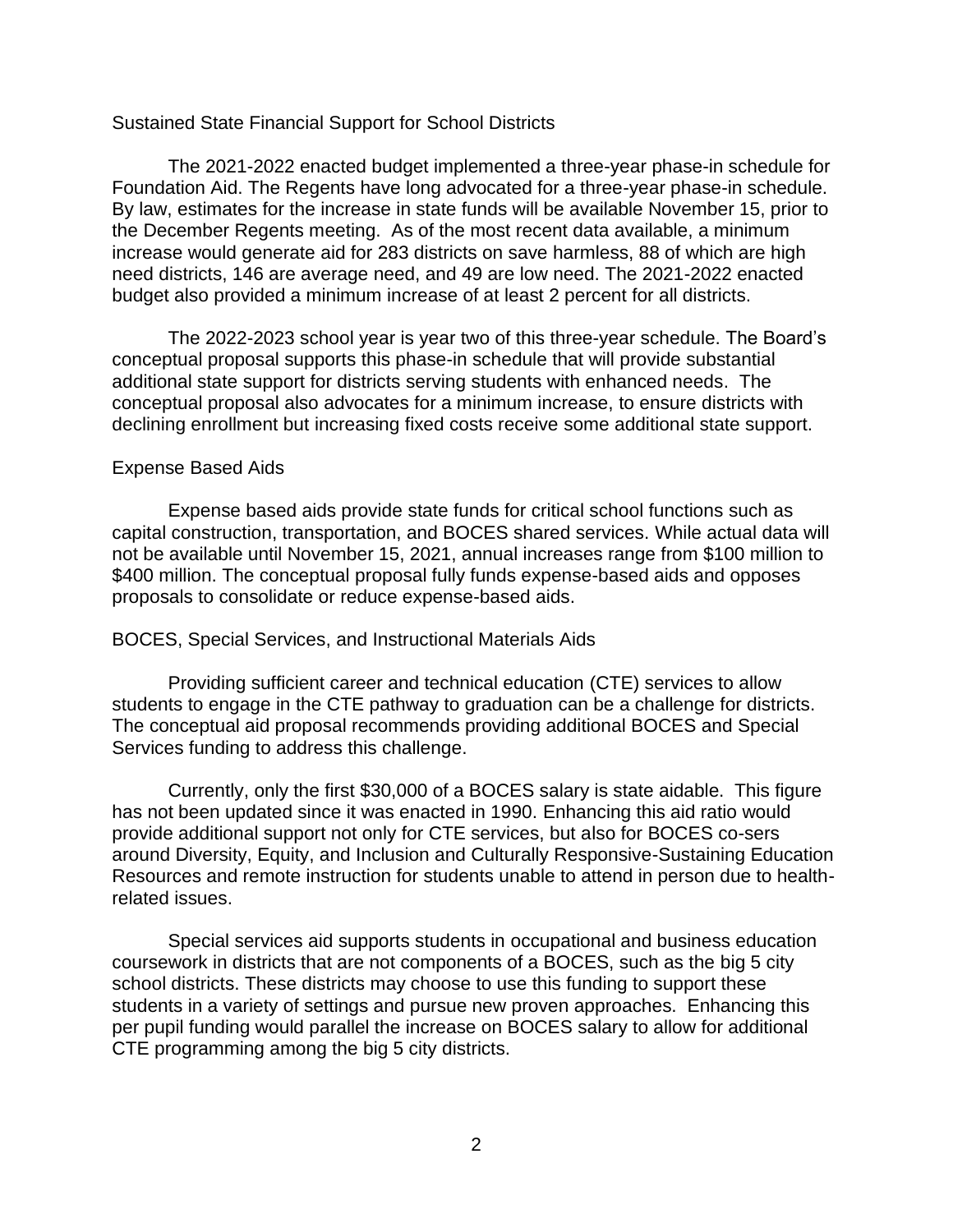## Sustained State Financial Support for School Districts

The 2021-2022 enacted budget implemented a three-year phase-in schedule for Foundation Aid. The Regents have long advocated for a three-year phase-in schedule. By law, estimates for the increase in state funds will be available November 15, prior to the December Regents meeting. As of the most recent data available, a minimum increase would generate aid for 283 districts on save harmless, 88 of which are high need districts, 146 are average need, and 49 are low need. The 2021-2022 enacted budget also provided a minimum increase of at least 2 percent for all districts.

The 2022-2023 school year is year two of this three-year schedule. The Board's conceptual proposal supports this phase-in schedule that will provide substantial additional state support for districts serving students with enhanced needs. The conceptual proposal also advocates for a minimum increase, to ensure districts with declining enrollment but increasing fixed costs receive some additional state support.

## Expense Based Aids

Expense based aids provide state funds for critical school functions such as capital construction, transportation, and BOCES shared services. While actual data will not be available until November 15, 2021, annual increases range from $100 million to $400 million. The conceptual proposal fully funds expense-based aids and opposes proposals to consolidate or reduce expense-based aids.

## BOCES, Special Services, and Instructional Materials Aids

Providing sufficient career and technical education (CTE) services to allow students to engage in the CTE pathway to graduation can be a challenge for districts. The conceptual aid proposal recommends providing additional BOCES and Special Services funding to address this challenge.

Currently, only the first $30,000 of a BOCES salary is state aidable. This figure has not been updated since it was enacted in 1990. Enhancing this aid ratio would provide additional support not only for CTE services, but also for BOCES co-sers around Diversity, Equity, and Inclusion and Culturally Responsive-Sustaining Education Resources and remote instruction for students unable to attend in person due to health-related issues.

Special services aid supports students in occupational and business education coursework in districts that are not components of a BOCES, such as the big 5 city school districts. These districts may choose to use this funding to support these students in a variety of settings and pursue new proven approaches. Enhancing this per pupil funding would parallel the increase on BOCES salary to allow for additional CTE programming among the big 5 city districts.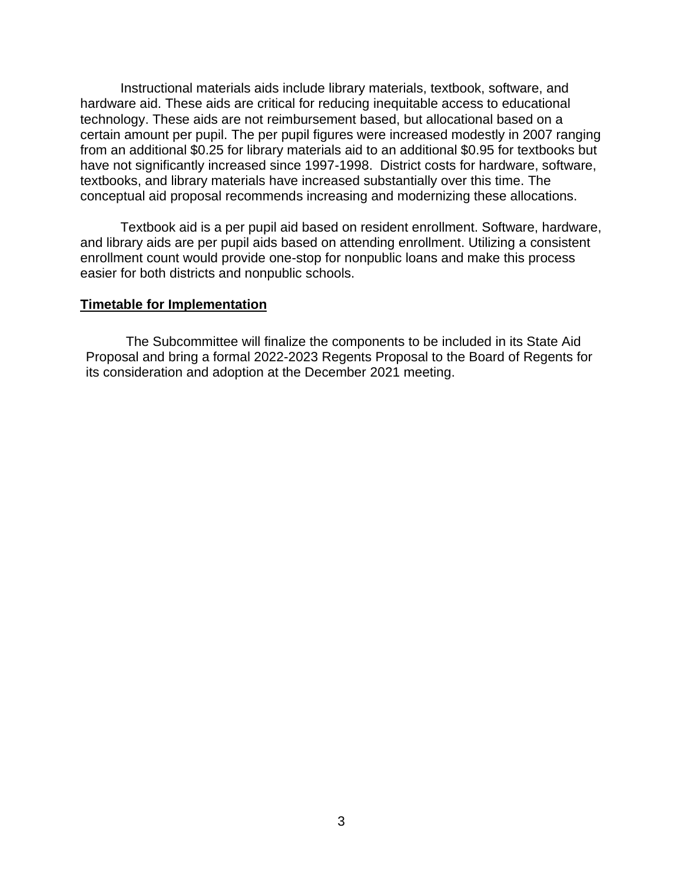Instructional materials aids include library materials, textbook, software, and hardware aid. These aids are critical for reducing inequitable access to educational technology. These aids are not reimbursement based, but allocational based on a certain amount per pupil. The per pupil figures were increased modestly in 2007 ranging from an additional $0.25 for library materials aid to an additional $0.95 for textbooks but have not significantly increased since 1997-1998. District costs for hardware, software, textbooks, and library materials have increased substantially over this time. The conceptual aid proposal recommends increasing and modernizing these allocations.

Textbook aid is a per pupil aid based on resident enrollment. Software, hardware, and library aids are per pupil aids based on attending enrollment. Utilizing a consistent enrollment count would provide one-stop for nonpublic loans and make this process easier for both districts and nonpublic schools.

**Timetable for Implementation**

The Subcommittee will finalize the components to be included in its State Aid Proposal and bring a formal 2022-2023 Regents Proposal to the Board of Regents for its consideration and adoption at the December 2021 meeting.